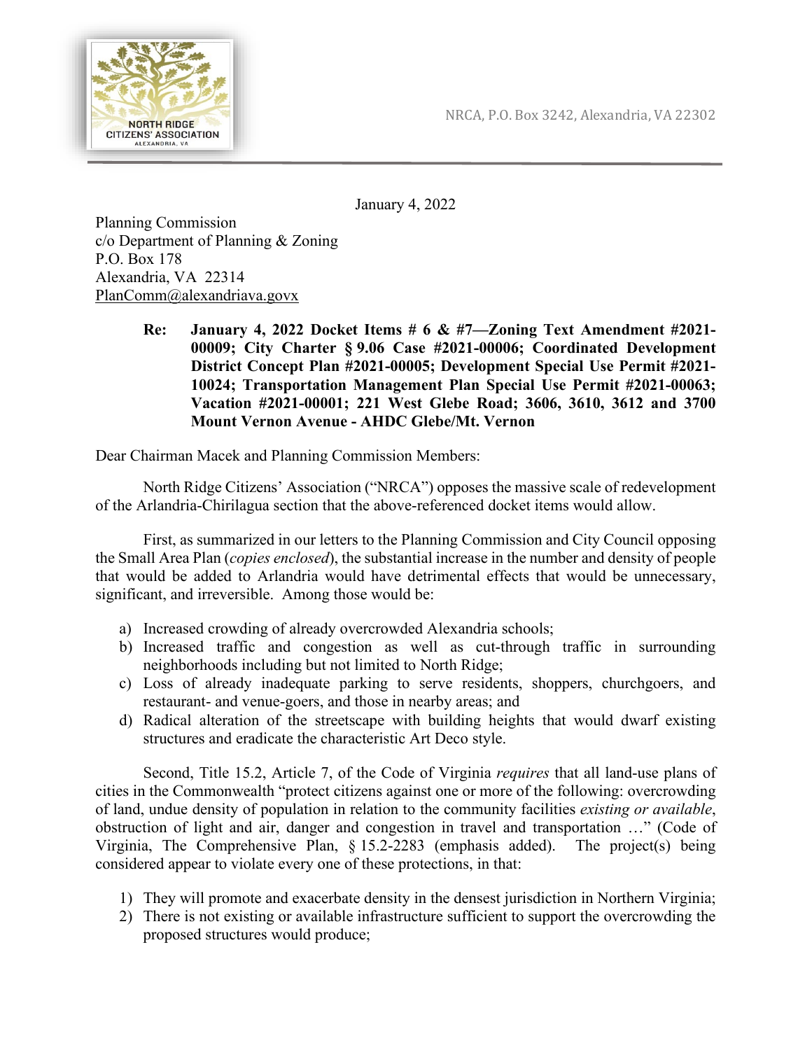NORTH RIDGE CITIZENS' ASSOCIATION
ALEXANDRIA, VA

NRCA, P.O. Box 3242, Alexandria, VA 22302

January 4, 2022

Planning Commission
c/o Department of Planning & Zoning
P.O. Box 178
Alexandria, VA 22314
PlanComm@alexandriava.govx

**Re: January 4, 2022 Docket Items # 6 & #7—Zoning Text Amendment #2021-00009; City Charter § 9.06 Case #2021-00006; Coordinated Development District Concept Plan #2021-00005; Development Special Use Permit #2021-10024; Transportation Management Plan Special Use Permit #2021-00063; Vacation #2021-00001; 221 West Glebe Road; 3606, 3610, 3612 and 3700 Mount Vernon Avenue - AHDC Glebe/Mt. Vernon**

Dear Chairman Macek and Planning Commission Members:

North Ridge Citizens' Association ("NRCA") opposes the massive scale of redevelopment of the Arlandria-Chirilagua section that the above-referenced docket items would allow.

First, as summarized in our letters to the Planning Commission and City Council opposing the Small Area Plan (*copies enclosed*), the substantial increase in the number and density of people that would be added to Arlandria would have detrimental effects that would be unnecessary, significant, and irreversible. Among those would be:

a) Increased crowding of already overcrowded Alexandria schools;
b) Increased traffic and congestion as well as cut-through traffic in surrounding neighborhoods including but not limited to North Ridge;
c) Loss of already inadequate parking to serve residents, shoppers, churchgoers, and restaurant- and venue-goers, and those in nearby areas; and
d) Radical alteration of the streetscape with building heights that would dwarf existing structures and eradicate the characteristic Art Deco style.

Second, Title 15.2, Article 7, of the Code of Virginia *requires* that all land-use plans of cities in the Commonwealth "protect citizens against one or more of the following: overcrowding of land, undue density of population in relation to the community facilities *existing or available*, obstruction of light and air, danger and congestion in travel and transportation …" (Code of Virginia, The Comprehensive Plan, § 15.2-2283 (emphasis added). The project(s) being considered appear to violate every one of these protections, in that:

1) They will promote and exacerbate density in the densest jurisdiction in Northern Virginia;
2) There is not existing or available infrastructure sufficient to support the overcrowding the proposed structures would produce;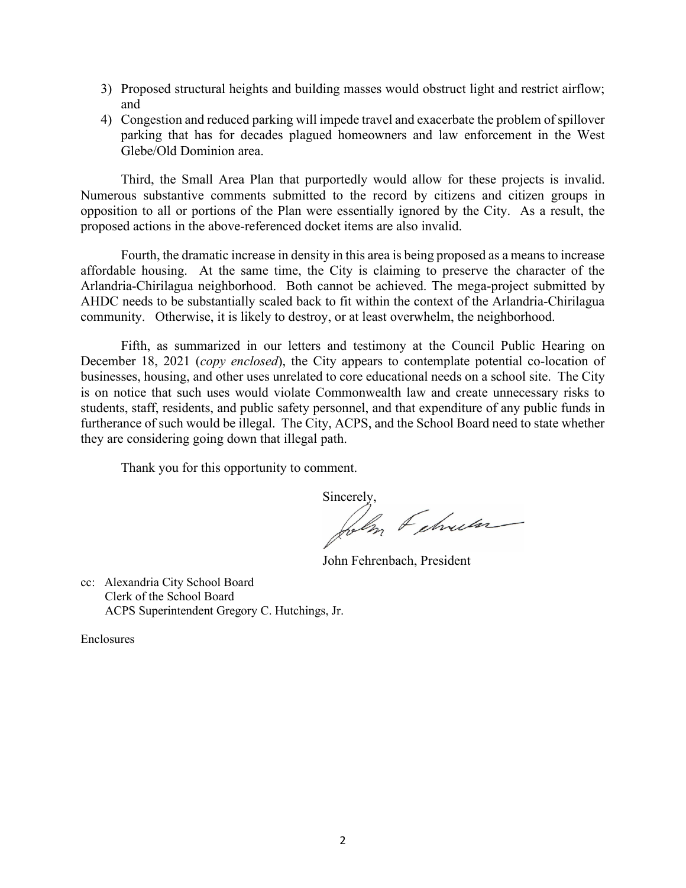3) Proposed structural heights and building masses would obstruct light and restrict airflow; and
4) Congestion and reduced parking will impede travel and exacerbate the problem of spillover parking that has for decades plagued homeowners and law enforcement in the West Glebe/Old Dominion area.

Third, the Small Area Plan that purportedly would allow for these projects is invalid. Numerous substantive comments submitted to the record by citizens and citizen groups in opposition to all or portions of the Plan were essentially ignored by the City. As a result, the proposed actions in the above-referenced docket items are also invalid.

Fourth, the dramatic increase in density in this area is being proposed as a means to increase affordable housing. At the same time, the City is claiming to preserve the character of the Arlandria-Chirilagua neighborhood. Both cannot be achieved. The mega-project submitted by AHDC needs to be substantially scaled back to fit within the context of the Arlandria-Chirilagua community. Otherwise, it is likely to destroy, or at least overwhelm, the neighborhood.

Fifth, as summarized in our letters and testimony at the Council Public Hearing on December 18, 2021 (*copy enclosed*), the City appears to contemplate potential co-location of businesses, housing, and other uses unrelated to core educational needs on a school site. The City is on notice that such uses would violate Commonwealth law and create unnecessary risks to students, staff, residents, and public safety personnel, and that expenditure of any public funds in furtherance of such would be illegal. The City, ACPS, and the School Board need to state whether they are considering going down that illegal path.

Thank you for this opportunity to comment.

Sincerely,

John Fehrenbach, President

cc: Alexandria City School Board
Clerk of the School Board
ACPS Superintendent Gregory C. Hutchings, Jr.

Enclosures